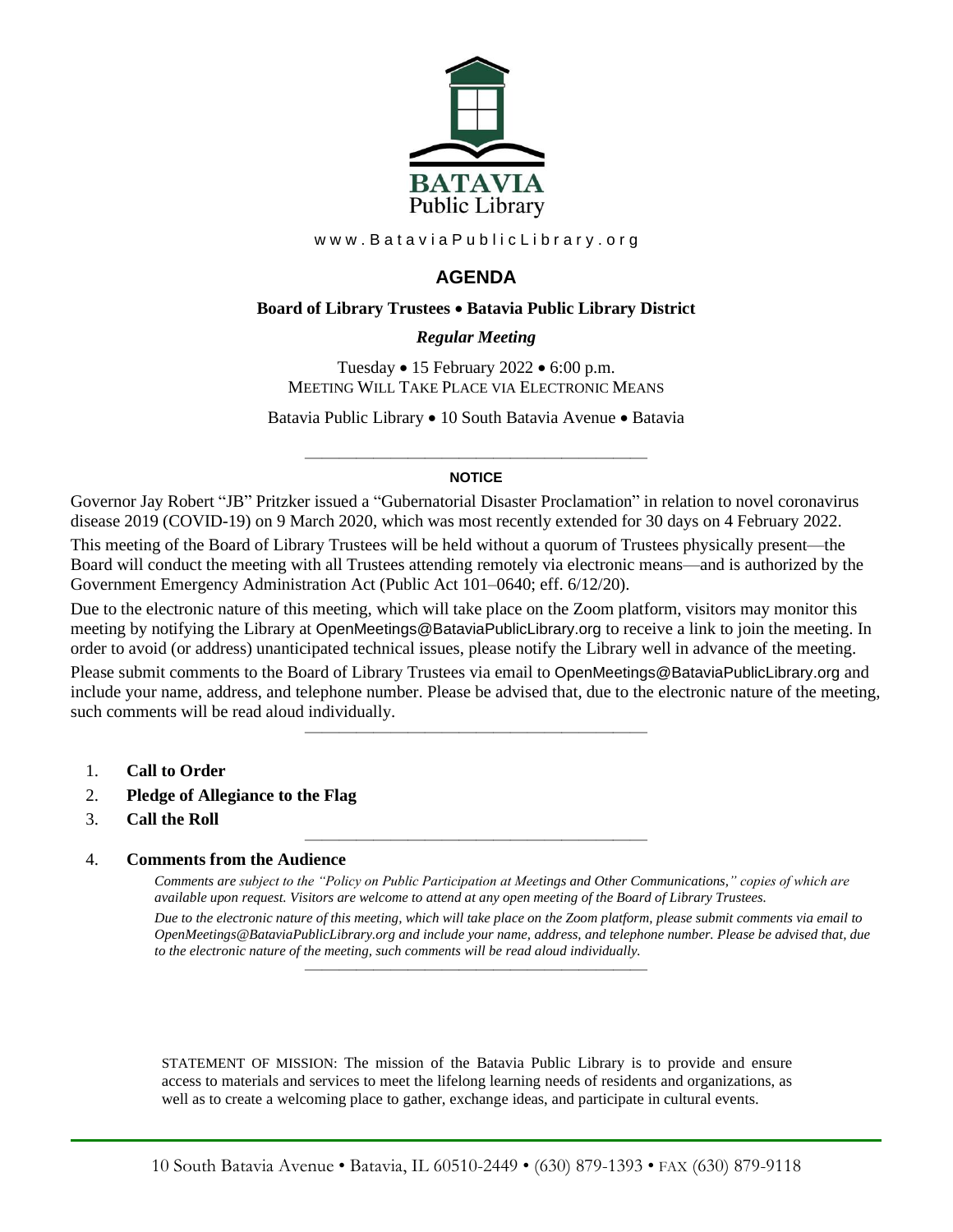BATAVIA
Public Library

www.BataviaPublicLibrary.org

# AGENDA

**Board of Library Trustees • Batavia Public Library District**

***Regular Meeting***

Tuesday • 15 February 2022 • 6:00 p.m.
MEETING WILL TAKE PLACE VIA ELECTRONIC MEANS

Batavia Public Library • 10 South Batavia Avenue • Batavia

---

**NOTICE**

Governor Jay Robert "JB" Pritzker issued a "Gubernatorial Disaster Proclamation" in relation to novel coronavirus disease 2019 (COVID-19) on 9 March 2020, which was most recently extended for 30 days on 4 February 2022.

This meeting of the Board of Library Trustees will be held without a quorum of Trustees physically present—the Board will conduct the meeting with all Trustees attending remotely via electronic means—and is authorized by the Government Emergency Administration Act (Public Act 101–0640; eff. 6/12/20).

Due to the electronic nature of this meeting, which will take place on the Zoom platform, visitors may monitor this meeting by notifying the Library at OpenMeetings@BataviaPublicLibrary.org to receive a link to join the meeting. In order to avoid (or address) unanticipated technical issues, please notify the Library well in advance of the meeting.

Please submit comments to the Board of Library Trustees via email to OpenMeetings@BataviaPublicLibrary.org and include your name, address, and telephone number. Please be advised that, due to the electronic nature of the meeting, such comments will be read aloud individually.

---

1. **Call to Order**
2. **Pledge of Allegiance to the Flag**
3. **Call the Roll**

---

4. **Comments from the Audience**

   *Comments are subject to the "Policy on Public Participation at Meetings and Other Communications," copies of which are available upon request. Visitors are welcome to attend at any open meeting of the Board of Library Trustees.*

   *Due to the electronic nature of this meeting, which will take place on the Zoom platform, please submit comments via email to OpenMeetings@BataviaPublicLibrary.org and include your name, address, and telephone number. Please be advised that, due to the electronic nature of the meeting, such comments will be read aloud individually.*

---

STATEMENT OF MISSION: The mission of the Batavia Public Library is to provide and ensure access to materials and services to meet the lifelong learning needs of residents and organizations, as well as to create a welcoming place to gather, exchange ideas, and participate in cultural events.

10 South Batavia Avenue • Batavia, IL 60510-2449 • (630) 879-1393 • FAX (630) 879-9118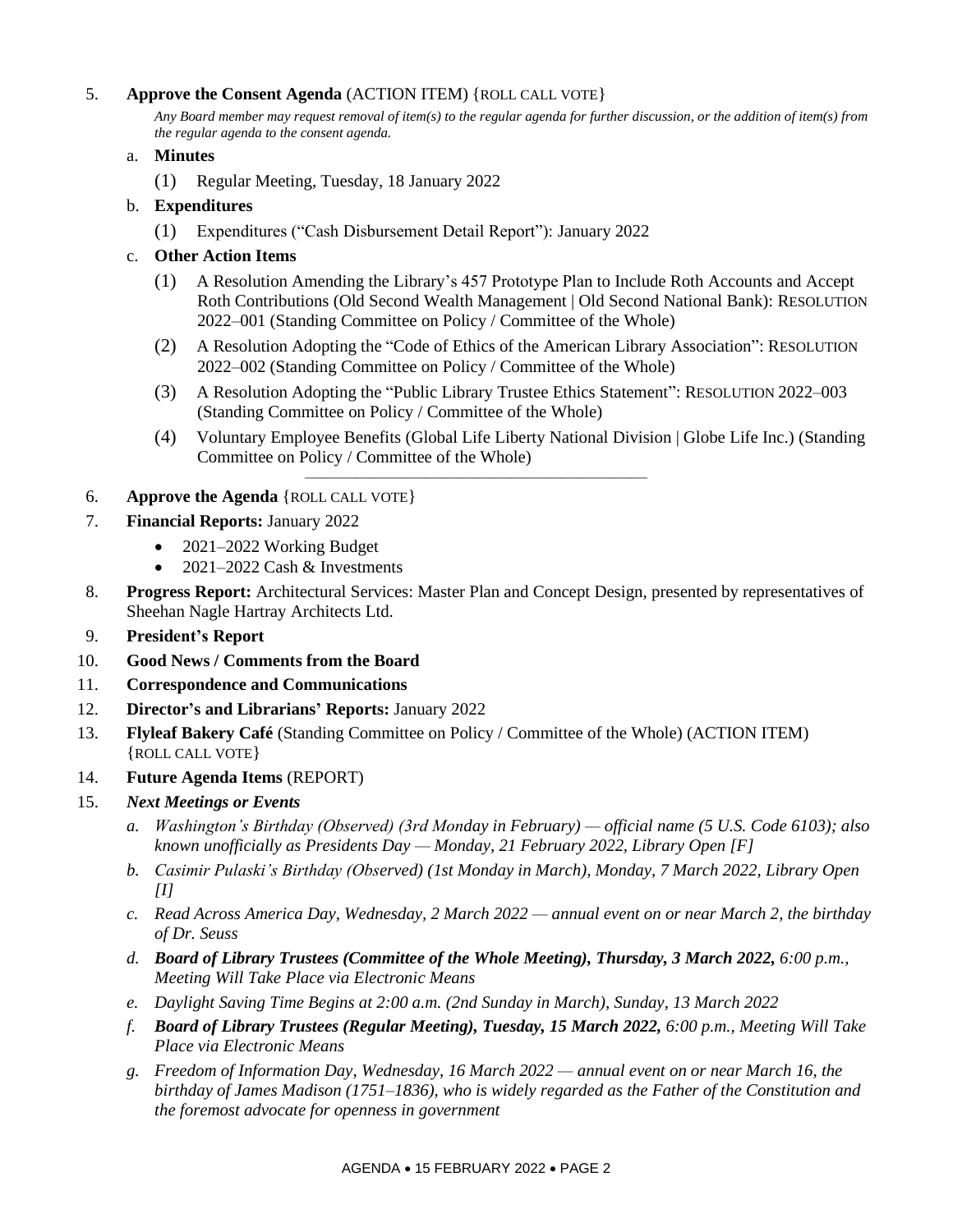5. **Approve the Consent Agenda** (ACTION ITEM) {ROLL CALL VOTE}

   *Any Board member may request removal of item(s) to the regular agenda for further discussion, or the addition of item(s) from the regular agenda to the consent agenda.*

   a. **Minutes**

      (1) Regular Meeting, Tuesday, 18 January 2022

   b. **Expenditures**

      (1) Expenditures ("Cash Disbursement Detail Report"): January 2022

   c. **Other Action Items**

      (1) A Resolution Amending the Library's 457 Prototype Plan to Include Roth Accounts and Accept Roth Contributions (Old Second Wealth Management | Old Second National Bank): RESOLUTION 2022–001 (Standing Committee on Policy / Committee of the Whole)

      (2) A Resolution Adopting the "Code of Ethics of the American Library Association": RESOLUTION 2022–002 (Standing Committee on Policy / Committee of the Whole)

      (3) A Resolution Adopting the "Public Library Trustee Ethics Statement": RESOLUTION 2022–003 (Standing Committee on Policy / Committee of the Whole)

      (4) Voluntary Employee Benefits (Global Life Liberty National Division | Globe Life Inc.) (Standing Committee on Policy / Committee of the Whole)

---

6. **Approve the Agenda** {ROLL CALL VOTE}
7. **Financial Reports:** January 2022
   - 2021–2022 Working Budget
   - 2021–2022 Cash & Investments
8. **Progress Report:** Architectural Services: Master Plan and Concept Design, presented by representatives of Sheehan Nagle Hartray Architects Ltd.
9. **President's Report**
10. **Good News / Comments from the Board**
11. **Correspondence and Communications**
12. **Director's and Librarians' Reports:** January 2022
13. **Flyleaf Bakery Café** (Standing Committee on Policy / Committee of the Whole) (ACTION ITEM) {ROLL CALL VOTE}
14. **Future Agenda Items** (REPORT)
15. ***Next Meetings or Events***

    a. *Washington's Birthday (Observed) (3rd Monday in February) — official name (5 U.S. Code 6103); also known unofficially as Presidents Day — Monday, 21 February 2022, Library Open [F]*

    b. *Casimir Pulaski's Birthday (Observed) (1st Monday in March), Monday, 7 March 2022, Library Open [I]*

    c. *Read Across America Day, Wednesday, 2 March 2022 — annual event on or near March 2, the birthday of Dr. Seuss*

    d. ***Board of Library Trustees (Committee of the Whole Meeting), Thursday, 3 March 2022,** 6:00 p.m., Meeting Will Take Place via Electronic Means*

    e. *Daylight Saving Time Begins at 2:00 a.m. (2nd Sunday in March), Sunday, 13 March 2022*

    f. ***Board of Library Trustees (Regular Meeting), Tuesday, 15 March 2022,** 6:00 p.m., Meeting Will Take Place via Electronic Means*

    g. *Freedom of Information Day, Wednesday, 16 March 2022 — annual event on or near March 16, the birthday of James Madison (1751–1836), who is widely regarded as the Father of the Constitution and the foremost advocate for openness in government*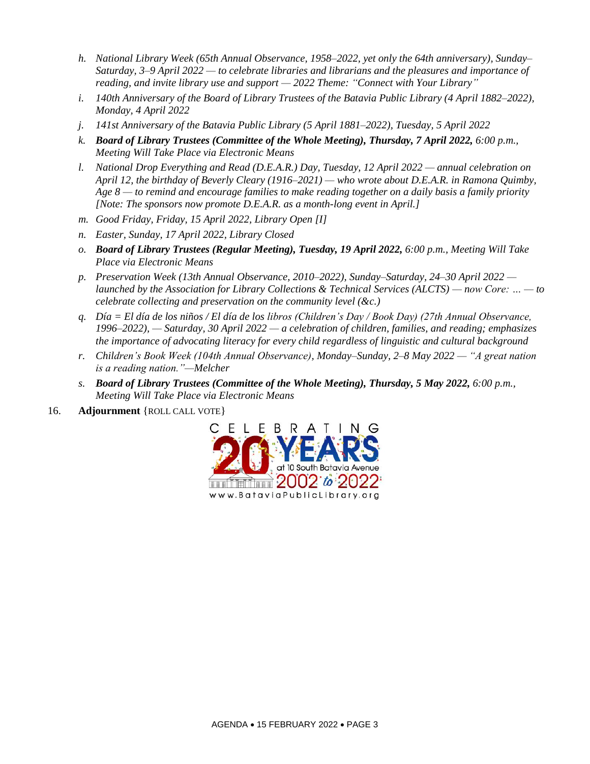h. *National Library Week (65th Annual Observance, 1958–2022, yet only the 64th anniversary), Sunday–Saturday, 3–9 April 2022 — to celebrate libraries and librarians and the pleasures and importance of reading, and invite library use and support — 2022 Theme: "Connect with Your Library"*
i. *140th Anniversary of the Board of Library Trustees of the Batavia Public Library (4 April 1882–2022), Monday, 4 April 2022*
j. *141st Anniversary of the Batavia Public Library (5 April 1881–2022), Tuesday, 5 April 2022*
k. ***Board of Library Trustees (Committee of the Whole Meeting), Thursday, 7 April 2022,** 6:00 p.m., Meeting Will Take Place via Electronic Means*
l. *National Drop Everything and Read (D.E.A.R.) Day, Tuesday, 12 April 2022 — annual celebration on April 12, the birthday of Beverly Cleary (1916–2021) — who wrote about D.E.A.R. in Ramona Quimby, Age 8 — to remind and encourage families to make reading together on a daily basis a family priority [Note: The sponsors now promote D.E.A.R. as a month-long event in April.]*
m. *Good Friday, Friday, 15 April 2022, Library Open [I]*
n. *Easter, Sunday, 17 April 2022, Library Closed*
o. ***Board of Library Trustees (Regular Meeting), Tuesday, 19 April 2022,** 6:00 p.m., Meeting Will Take Place via Electronic Means*
p. *Preservation Week (13th Annual Observance, 2010–2022), Sunday–Saturday, 24–30 April 2022 — launched by the Association for Library Collections & Technical Services (ALCTS) — now Core: … — to celebrate collecting and preservation on the community level (&c.)*
q. *Día = El día de los niños / El día de los libros (Children's Day / Book Day) (27th Annual Observance, 1996–2022), — Saturday, 30 April 2022 — a celebration of children, families, and reading; emphasizes the importance of advocating literacy for every child regardless of linguistic and cultural background*
r. *Children's Book Week (104th Annual Observance), Monday–Sunday, 2–8 May 2022 — "A great nation is a reading nation."—Melcher*
s. ***Board of Library Trustees (Committee of the Whole Meeting), Thursday, 5 May 2022,** 6:00 p.m., Meeting Will Take Place via Electronic Means*

16. **Adjournment** {ROLL CALL VOTE}

CELEBRATING 20 YEARS at 10 South Batavia Avenue 2002 to 2022

www.BataviaPublicLibrary.org